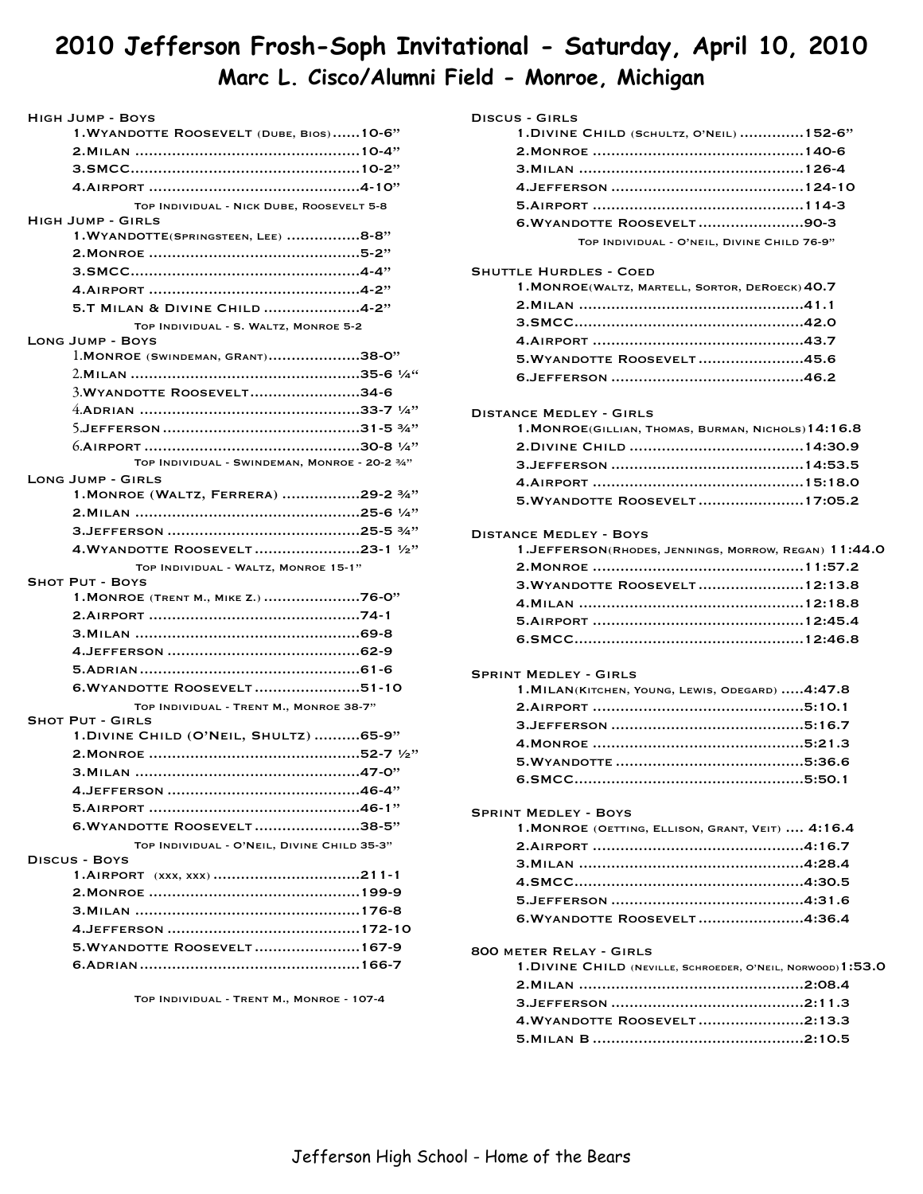# 2010 Jefferson Frosh-Soph Invitational - Saturday, April 10, 2010

## Marc L. Cisco/Alumni Field - Monroe, Michigan

### High Jump - Boys

1. Wyandotte Roosevelt (Dube, Bios)......10-6"
2. Milan ..........10-4"
3. SMCC..........10-2"
4. Airport ..........4-10"

Top Individual - Nick Dube, Roosevelt 5-8

### High Jump - Girls

1. Wyandotte(Springsteen, Lee) ..........8-8"
2. Monroe ..........5-2"
3. SMCC..........4-4"
4. Airport ..........4-2"
5. T Milan & Divine Child ..........4-2"

Top Individual - S. Waltz, Monroe 5-2

### Long Jump - Boys

1. Monroe (Swindeman, Grant)..........38-0"
2. Milan ..........35-6 ¼"
3. Wyandotte Roosevelt..........34-6
4. Adrian ..........33-7 ¼"
5. Jefferson ..........31-5 ¾"
6. Airport ..........30-8 ¼"

Top Individual - Swindeman, Monroe - 20-2 ¾"

### Long Jump - Girls

1. Monroe (Waltz, Ferrera) ..........29-2 ¾"
2. Milan ..........25-6 ¼"
3. Jefferson ..........25-5 ¾"
4. Wyandotte Roosevelt ..........23-1 ½"

Top Individual - Waltz, Monroe 15-1"

### Shot Put - Boys

1. Monroe (Trent M., Mike Z.) ..........76-0"
2. Airport ..........74-1
3. Milan ..........69-8
4. Jefferson ..........62-9
5. Adrian..........61-6
6. Wyandotte Roosevelt ..........51-10

Top Individual - Trent M., Monroe 38-7"

### Shot Put - Girls

1. Divine Child (O'Neil, Shultz) ..........65-9"
2. Monroe ..........52-7 ½"
3. Milan ..........47-0"
4. Jefferson ..........46-4"
5. Airport ..........46-1"
6. Wyandotte Roosevelt ..........38-5"

Top Individual - O'Neil, Divine Child 35-3"

### Discus - Boys

1. Airport (xxx, xxx) ..........211-1
2. Monroe ..........199-9
3. Milan ..........176-8
4. Jefferson ..........172-10
5. Wyandotte Roosevelt ..........167-9
6. Adrian..........166-7

Top Individual - Trent M., Monroe - 107-4

### Discus - Girls

1. Divine Child (Schultz, O'Neil) ..........152-6"
2. Monroe ..........140-6
3. Milan ..........126-4
4. Jefferson ..........124-10
5. Airport ..........114-3
6. Wyandotte Roosevelt ..........90-3

Top Individual - O'Neil, Divine Child 76-9"

### Shuttle Hurdles - Coed

1. Monroe(Waltz, Martell, Sortor, DeRoeck) 40.7
2. Milan ..........41.1
3. SMCC..........42.0
4. Airport ..........43.7
5. Wyandotte Roosevelt ..........45.6
6. Jefferson ..........46.2

### Distance Medley - Girls

1. Monroe(Gillian, Thomas, Burman, Nichols) 14:16.8
2. Divine Child ..........14:30.9
3. Jefferson ..........14:53.5
4. Airport ..........15:18.0
5. Wyandotte Roosevelt ..........17:05.2

### Distance Medley - Boys

1. Jefferson(Rhodes, Jennings, Morrow, Regan) 11:44.0
2. Monroe ..........11:57.2
3. Wyandotte Roosevelt ..........12:13.8
4. Milan ..........12:18.8
5. Airport ..........12:45.4
6. SMCC..........12:46.8

### Sprint Medley - Girls

1. Milan(Kitchen, Young, Lewis, Odegard) .....4:47.8
2. Airport ..........5:10.1
3. Jefferson ..........5:16.7
4. Monroe ..........5:21.3
5. Wyandotte ..........5:36.6
6. SMCC..........5:50.1

### Sprint Medley - Boys

1. Monroe (Oetting, Ellison, Grant, Veit) .... 4:16.4
2. Airport ..........4:16.7
3. Milan ..........4:28.4
4. SMCC..........4:30.5
5. Jefferson ..........4:31.6
6. Wyandotte Roosevelt ..........4:36.4

### 800 meter Relay - Girls

1. Divine Child (Neville, Schroeder, O'Neil, Norwood) 1:53.0
2. Milan ..........2:08.4
3. Jefferson ..........2:11.3
4. Wyandotte Roosevelt ..........2:13.3
5. Milan B ..........2:10.5

Jefferson High School - Home of the Bears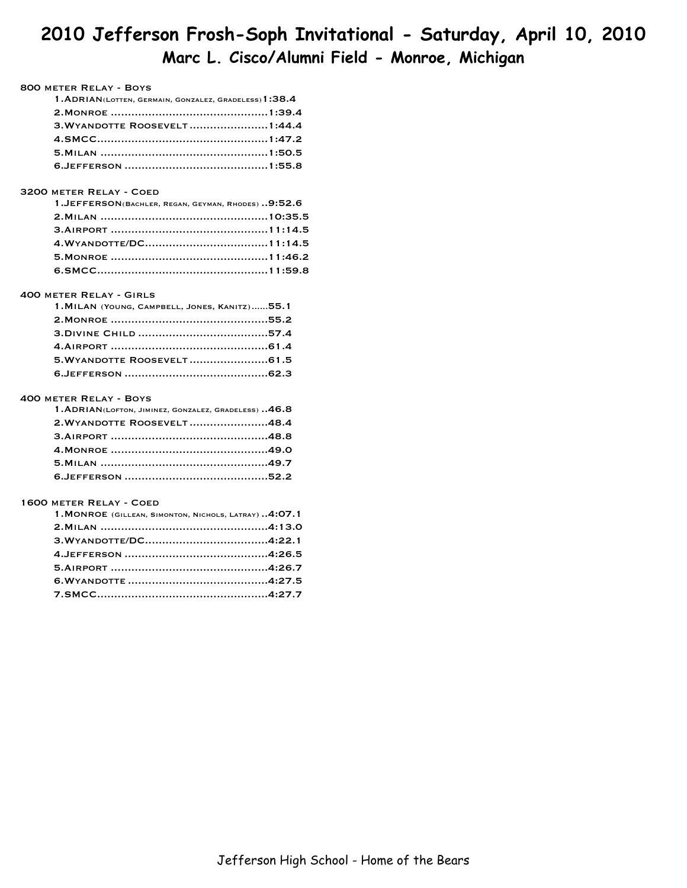# 2010 Jefferson Frosh-Soph Invitational - Saturday, April 10, 2010

## Marc L. Cisco/Alumni Field - Monroe, Michigan

**800 meter Relay - Boys**

1. Adrian(Lotten, Germain, Gonzalez, Gradeless) 1:38.4
2. Monroe .......................................... 1:39.4
3. Wyandotte Roosevelt ........................ 1:44.4
4. SMCC.............................................. 1:47.2
5. Milan .............................................. 1:50.5
6. Jefferson ........................................ 1:55.8

**3200 meter Relay - Coed**

1. Jefferson(Bachler, Regan, Geyman, Rhodes) ..9:52.6
2. Milan .............................................. 10:35.5
3. Airport ............................................ 11:14.5
4. Wyandotte/DC.................................. 11:14.5
5. Monroe ............................................ 11:46.2
6. SMCC............................................... 11:59.8

**400 meter Relay - Girls**

1. Milan (Young, Campbell, Jones, Kanitz)......55.1
2. Monroe ............................................ 55.2
3. Divine Child ..................................... 57.4
4. Airport ............................................ 61.4
5. Wyandotte Roosevelt ........................ 61.5
6. Jefferson ......................................... 62.3

**400 meter Relay - Boys**

1. Adrian(Lofton, Jiminez, Gonzalez, Gradeless) ..46.8
2. Wyandotte Roosevelt ........................ 48.4
3. Airport ............................................ 48.8
4. Monroe ............................................ 49.0
5. Milan .............................................. 49.7
6. Jefferson ......................................... 52.2

**1600 meter Relay - Coed**

1. Monroe (Gillean, Simonton, Nichols, Latray) ..4:07.1
2. Milan .............................................. 4:13.0
3. Wyandotte/DC.................................. 4:22.1
4. Jefferson ......................................... 4:26.5
5. Airport ............................................ 4:26.7
6. Wyandotte ....................................... 4:27.5
7. SMCC.............................................. 4:27.7

Jefferson High School - Home of the Bears